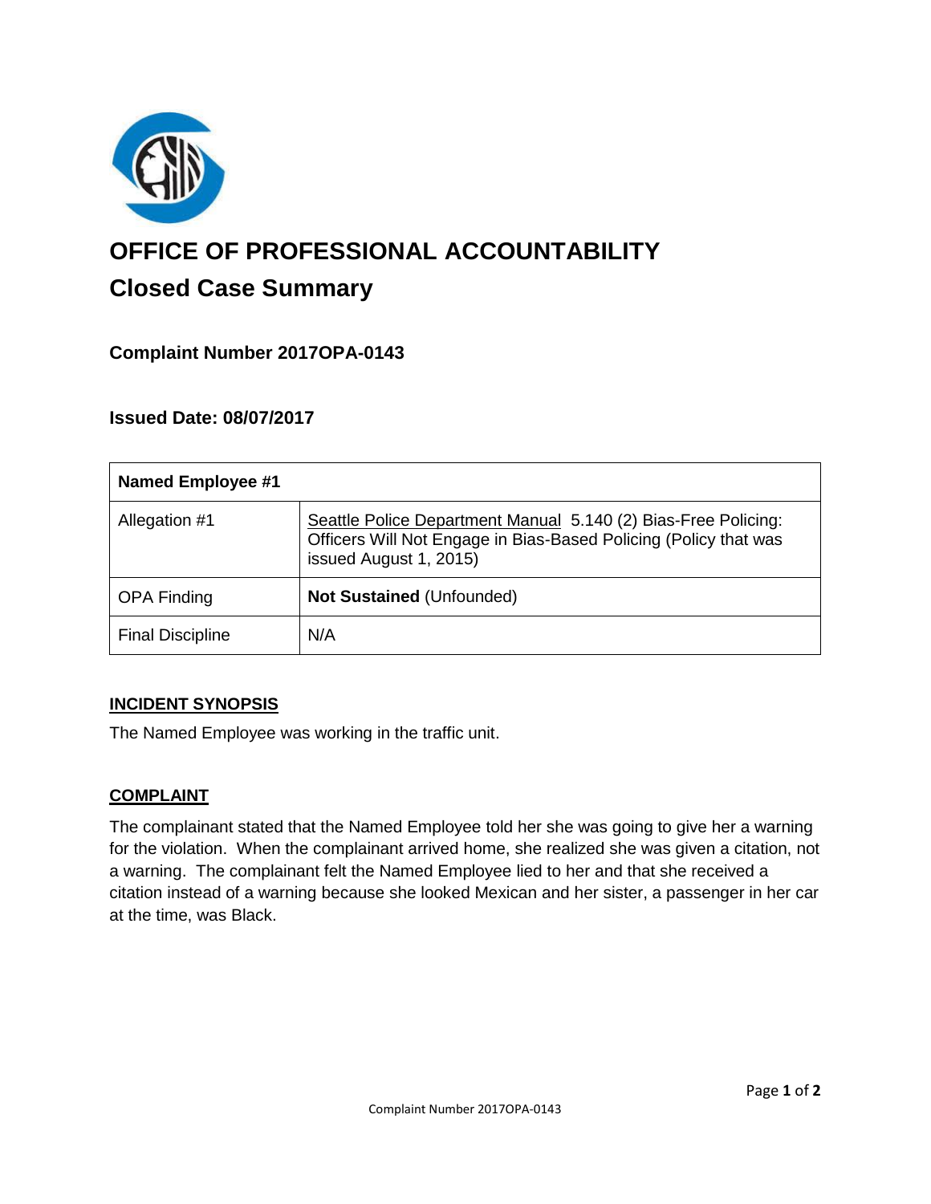# OFFICE OF PROFESSIONAL ACCOUNTABILITY

## Closed Case Summary

### Complaint Number 2017OPA-0143

### Issued Date: 08/07/2017

| Named Employee #1 | |
|---|---|
| Allegation #1 | Seattle Police Department Manual 5.140 (2) Bias-Free Policing: Officers Will Not Engage in Bias-Based Policing (Policy that was issued August 1, 2015) |
| OPA Finding | **Not Sustained** (Unfounded) |
| Final Discipline | N/A |

### INCIDENT SYNOPSIS

The Named Employee was working in the traffic unit.

### COMPLAINT

The complainant stated that the Named Employee told her she was going to give her a warning for the violation. When the complainant arrived home, she realized she was given a citation, not a warning. The complainant felt the Named Employee lied to her and that she received a citation instead of a warning because she looked Mexican and her sister, a passenger in her car at the time, was Black.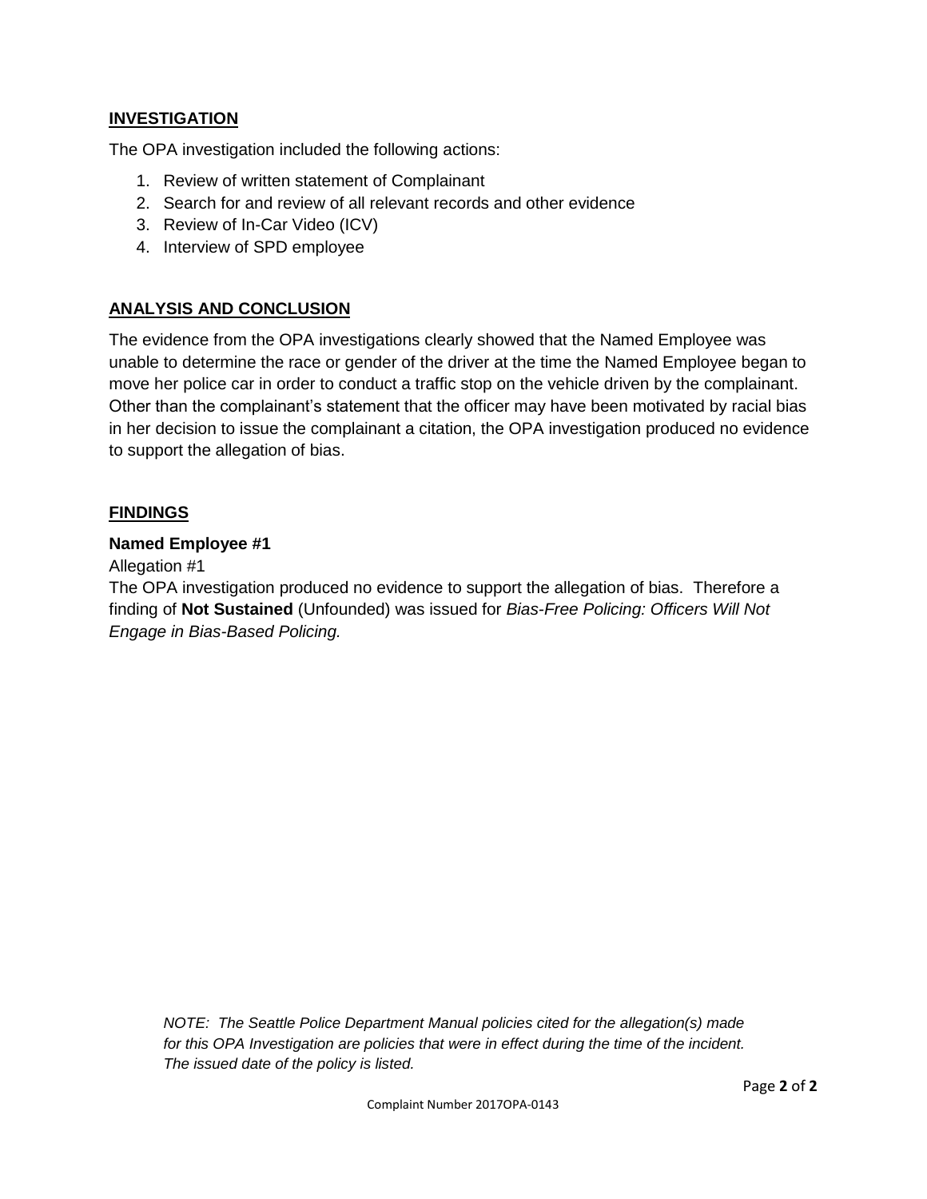## INVESTIGATION

The OPA investigation included the following actions:

1. Review of written statement of Complainant
2. Search for and review of all relevant records and other evidence
3. Review of In-Car Video (ICV)
4. Interview of SPD employee

## ANALYSIS AND CONCLUSION

The evidence from the OPA investigations clearly showed that the Named Employee was unable to determine the race or gender of the driver at the time the Named Employee began to move her police car in order to conduct a traffic stop on the vehicle driven by the complainant. Other than the complainant's statement that the officer may have been motivated by racial bias in her decision to issue the complainant a citation, the OPA investigation produced no evidence to support the allegation of bias.

## FINDINGS

**Named Employee #1**

Allegation #1

The OPA investigation produced no evidence to support the allegation of bias. Therefore a finding of **Not Sustained** (Unfounded) was issued for *Bias-Free Policing: Officers Will Not Engage in Bias-Based Policing.*

*NOTE: The Seattle Police Department Manual policies cited for the allegation(s) made for this OPA Investigation are policies that were in effect during the time of the incident. The issued date of the policy is listed.*

Complaint Number 2017OPA-0143